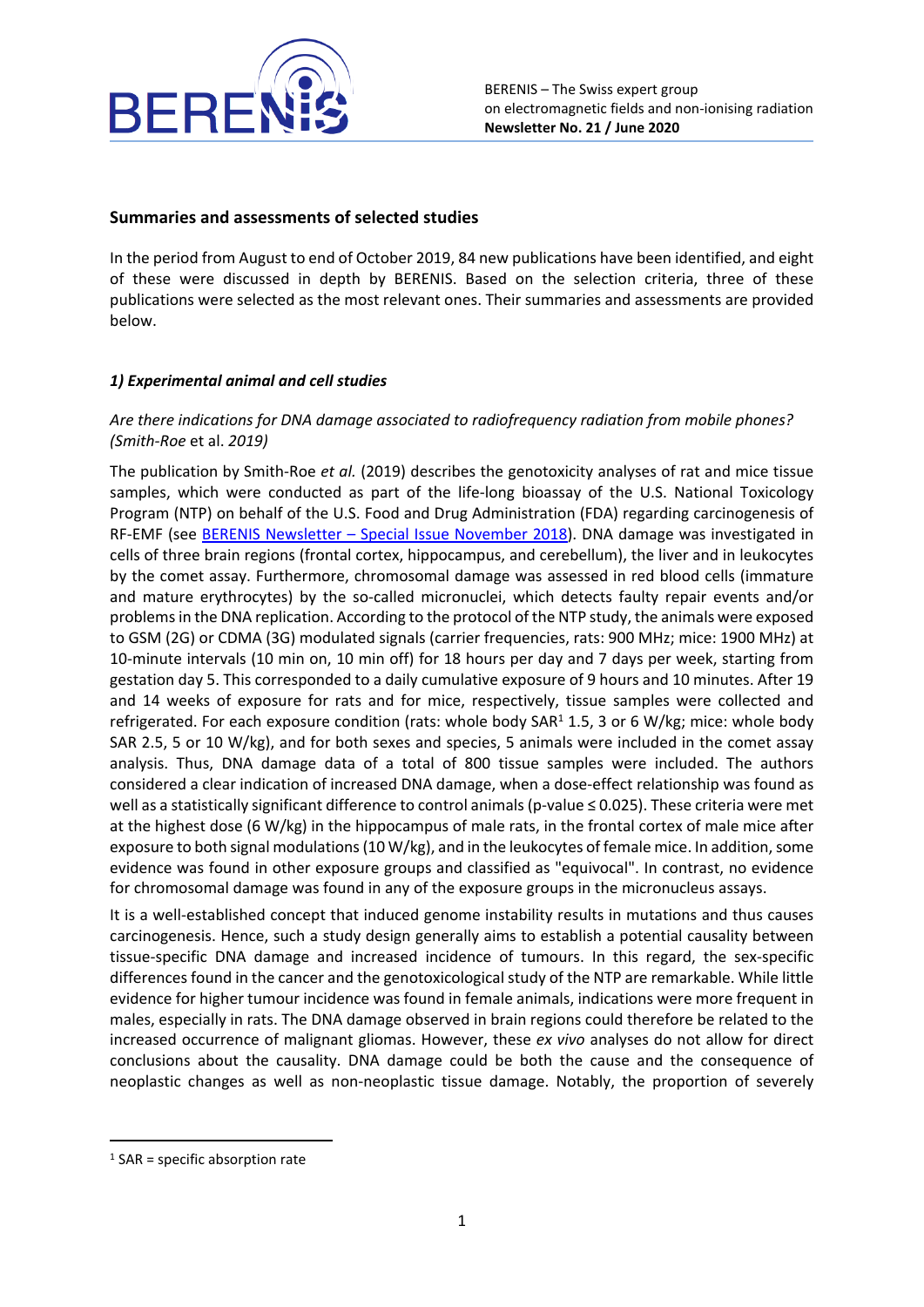## Summaries and assessments of selected studies

In the period from August to end of October 2019, 84 new publications have been identified, and eight of these were discussed in depth by BERENIS. Based on the selection criteria, three of these publications were selected as the most relevant ones. Their summaries and assessments are provided below.

### *1) Experimental animal and cell studies*

*Are there indications for DNA damage associated to radiofrequency radiation from mobile phones? (Smith-Roe* et al. *2019)*

The publication by Smith-Roe *et al.* (2019) describes the genotoxicity analyses of rat and mice tissue samples, which were conducted as part of the life-long bioassay of the U.S. National Toxicology Program (NTP) on behalf of the U.S. Food and Drug Administration (FDA) regarding carcinogenesis of RF-EMF (see BERENIS Newsletter – Special Issue November 2018). DNA damage was investigated in cells of three brain regions (frontal cortex, hippocampus, and cerebellum), the liver and in leukocytes by the comet assay. Furthermore, chromosomal damage was assessed in red blood cells (immature and mature erythrocytes) by the so-called micronuclei, which detects faulty repair events and/or problems in the DNA replication. According to the protocol of the NTP study, the animals were exposed to GSM (2G) or CDMA (3G) modulated signals (carrier frequencies, rats: 900 MHz; mice: 1900 MHz) at 10-minute intervals (10 min on, 10 min off) for 18 hours per day and 7 days per week, starting from gestation day 5. This corresponded to a daily cumulative exposure of 9 hours and 10 minutes. After 19 and 14 weeks of exposure for rats and for mice, respectively, tissue samples were collected and refrigerated. For each exposure condition (rats: whole body SAR[1] 1.5, 3 or 6 W/kg; mice: whole body SAR 2.5, 5 or 10 W/kg), and for both sexes and species, 5 animals were included in the comet assay analysis. Thus, DNA damage data of a total of 800 tissue samples were included. The authors considered a clear indication of increased DNA damage, when a dose-effect relationship was found as well as a statistically significant difference to control animals (p-value ≤ 0.025). These criteria were met at the highest dose (6 W/kg) in the hippocampus of male rats, in the frontal cortex of male mice after exposure to both signal modulations (10 W/kg), and in the leukocytes of female mice. In addition, some evidence was found in other exposure groups and classified as "equivocal". In contrast, no evidence for chromosomal damage was found in any of the exposure groups in the micronucleus assays.

It is a well-established concept that induced genome instability results in mutations and thus causes carcinogenesis. Hence, such a study design generally aims to establish a potential causality between tissue-specific DNA damage and increased incidence of tumours. In this regard, the sex-specific differences found in the cancer and the genotoxicological study of the NTP are remarkable. While little evidence for higher tumour incidence was found in female animals, indications were more frequent in males, especially in rats. The DNA damage observed in brain regions could therefore be related to the increased occurrence of malignant gliomas. However, these *ex vivo* analyses do not allow for direct conclusions about the causality. DNA damage could be both the cause and the consequence of neoplastic changes as well as non-neoplastic tissue damage. Notably, the proportion of severely

---

[1] SAR = specific absorption rate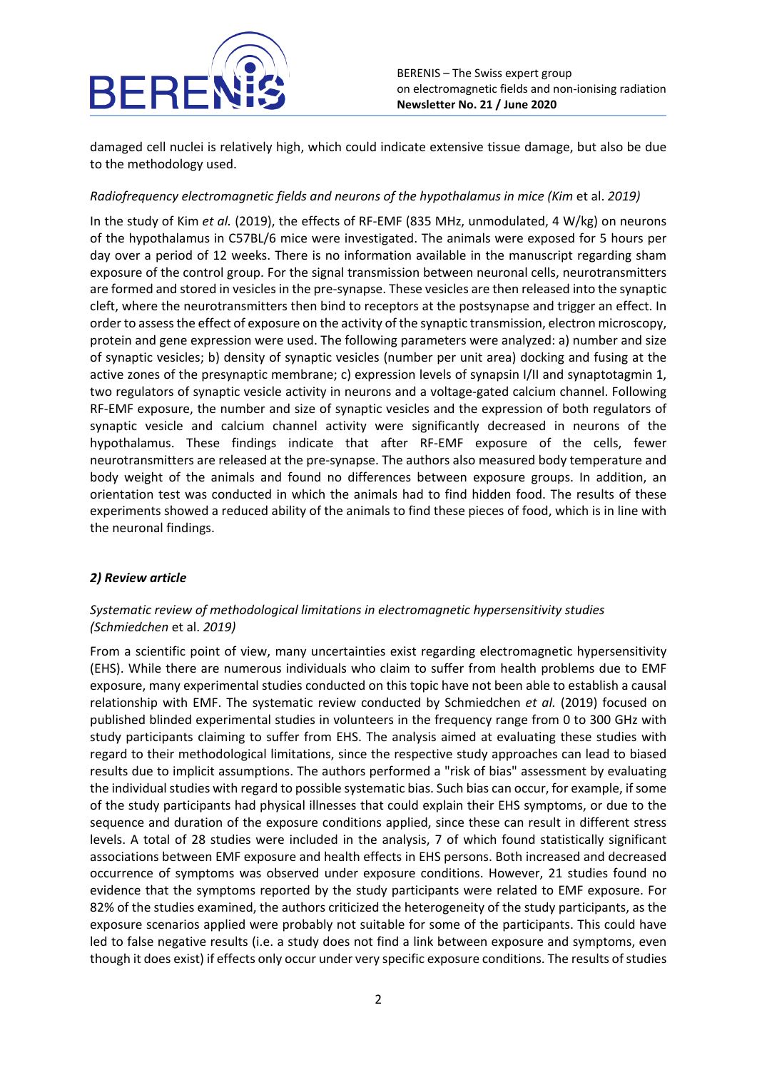damaged cell nuclei is relatively high, which could indicate extensive tissue damage, but also be due to the methodology used.

*Radiofrequency electromagnetic fields and neurons of the hypothalamus in mice (Kim* et al. *2019)*

In the study of Kim *et al.* (2019), the effects of RF-EMF (835 MHz, unmodulated, 4 W/kg) on neurons of the hypothalamus in C57BL/6 mice were investigated. The animals were exposed for 5 hours per day over a period of 12 weeks. There is no information available in the manuscript regarding sham exposure of the control group. For the signal transmission between neuronal cells, neurotransmitters are formed and stored in vesicles in the pre-synapse. These vesicles are then released into the synaptic cleft, where the neurotransmitters then bind to receptors at the postsynapse and trigger an effect. In order to assess the effect of exposure on the activity of the synaptic transmission, electron microscopy, protein and gene expression were used. The following parameters were analyzed: a) number and size of synaptic vesicles; b) density of synaptic vesicles (number per unit area) docking and fusing at the active zones of the presynaptic membrane; c) expression levels of synapsin I/II and synaptotagmin 1, two regulators of synaptic vesicle activity in neurons and a voltage-gated calcium channel. Following RF-EMF exposure, the number and size of synaptic vesicles and the expression of both regulators of synaptic vesicle and calcium channel activity were significantly decreased in neurons of the hypothalamus. These findings indicate that after RF-EMF exposure of the cells, fewer neurotransmitters are released at the pre-synapse. The authors also measured body temperature and body weight of the animals and found no differences between exposure groups. In addition, an orientation test was conducted in which the animals had to find hidden food. The results of these experiments showed a reduced ability of the animals to find these pieces of food, which is in line with the neuronal findings.

***2) Review article***

*Systematic review of methodological limitations in electromagnetic hypersensitivity studies (Schmiedchen* et al. *2019)*

From a scientific point of view, many uncertainties exist regarding electromagnetic hypersensitivity (EHS). While there are numerous individuals who claim to suffer from health problems due to EMF exposure, many experimental studies conducted on this topic have not been able to establish a causal relationship with EMF. The systematic review conducted by Schmiedchen *et al.* (2019) focused on published blinded experimental studies in volunteers in the frequency range from 0 to 300 GHz with study participants claiming to suffer from EHS. The analysis aimed at evaluating these studies with regard to their methodological limitations, since the respective study approaches can lead to biased results due to implicit assumptions. The authors performed a "risk of bias" assessment by evaluating the individual studies with regard to possible systematic bias. Such bias can occur, for example, if some of the study participants had physical illnesses that could explain their EHS symptoms, or due to the sequence and duration of the exposure conditions applied, since these can result in different stress levels. A total of 28 studies were included in the analysis, 7 of which found statistically significant associations between EMF exposure and health effects in EHS persons. Both increased and decreased occurrence of symptoms was observed under exposure conditions. However, 21 studies found no evidence that the symptoms reported by the study participants were related to EMF exposure. For 82% of the studies examined, the authors criticized the heterogeneity of the study participants, as the exposure scenarios applied were probably not suitable for some of the participants. This could have led to false negative results (i.e. a study does not find a link between exposure and symptoms, even though it does exist) if effects only occur under very specific exposure conditions. The results of studies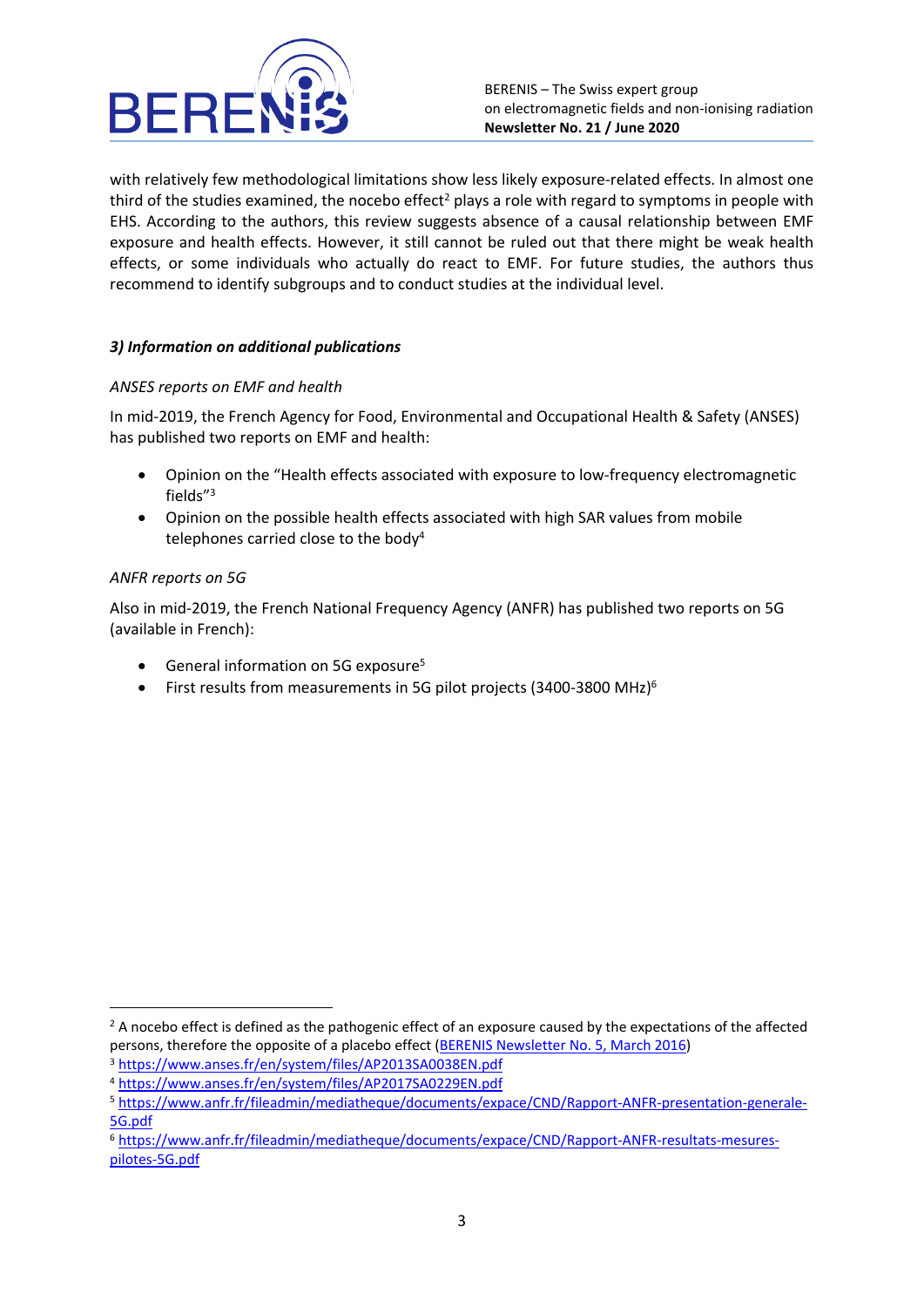with relatively few methodological limitations show less likely exposure-related effects. In almost one third of the studies examined, the nocebo effect[2] plays a role with regard to symptoms in people with EHS. According to the authors, this review suggests absence of a causal relationship between EMF exposure and health effects. However, it still cannot be ruled out that there might be weak health effects, or some individuals who actually do react to EMF. For future studies, the authors thus recommend to identify subgroups and to conduct studies at the individual level.

### *3) Information on additional publications*

*ANSES reports on EMF and health*

In mid-2019, the French Agency for Food, Environmental and Occupational Health & Safety (ANSES) has published two reports on EMF and health:

- Opinion on the "Health effects associated with exposure to low-frequency electromagnetic fields"[3]
- Opinion on the possible health effects associated with high SAR values from mobile telephones carried close to the body[4]

*ANFR reports on 5G*

Also in mid-2019, the French National Frequency Agency (ANFR) has published two reports on 5G (available in French):

- General information on 5G exposure[5]
- First results from measurements in 5G pilot projects (3400-3800 MHz)[6]

---

[2] A nocebo effect is defined as the pathogenic effect of an exposure caused by the expectations of the affected persons, therefore the opposite of a placebo effect (BERENIS Newsletter No. 5, March 2016)

[3] https://www.anses.fr/en/system/files/AP2013SA0038EN.pdf

[4] https://www.anses.fr/en/system/files/AP2017SA0229EN.pdf

[5] https://www.anfr.fr/fileadmin/mediatheque/documents/expace/CND/Rapport-ANFR-presentation-generale-5G.pdf

[6] https://www.anfr.fr/fileadmin/mediatheque/documents/expace/CND/Rapport-ANFR-resultats-mesures-pilotes-5G.pdf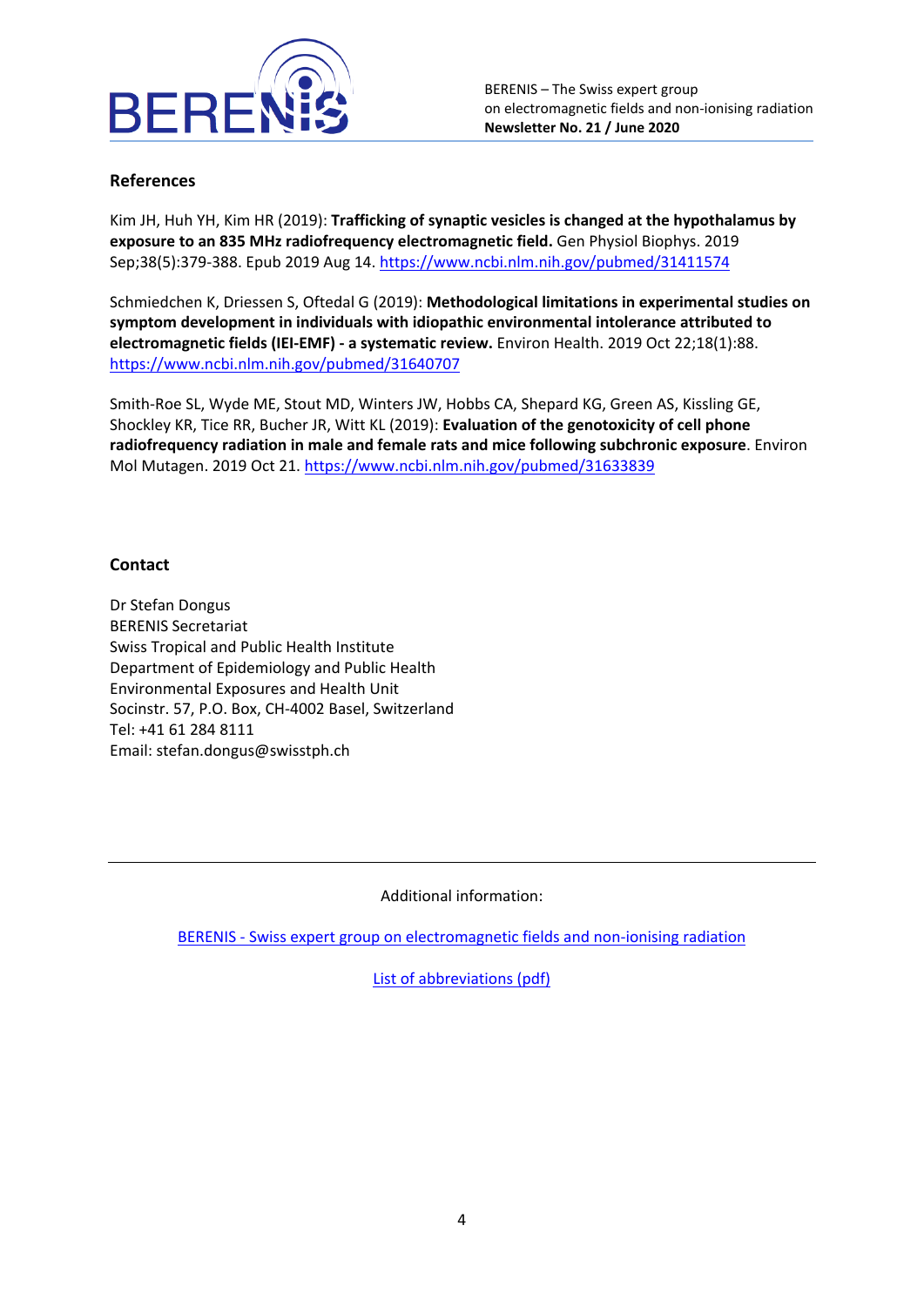## References

Kim JH, Huh YH, Kim HR (2019): **Trafficking of synaptic vesicles is changed at the hypothalamus by exposure to an 835 MHz radiofrequency electromagnetic field.** Gen Physiol Biophys. 2019 Sep;38(5):379-388. Epub 2019 Aug 14. https://www.ncbi.nlm.nih.gov/pubmed/31411574

Schmiedchen K, Driessen S, Oftedal G (2019): **Methodological limitations in experimental studies on symptom development in individuals with idiopathic environmental intolerance attributed to electromagnetic fields (IEI-EMF) - a systematic review.** Environ Health. 2019 Oct 22;18(1):88. https://www.ncbi.nlm.nih.gov/pubmed/31640707

Smith-Roe SL, Wyde ME, Stout MD, Winters JW, Hobbs CA, Shepard KG, Green AS, Kissling GE, Shockley KR, Tice RR, Bucher JR, Witt KL (2019): **Evaluation of the genotoxicity of cell phone radiofrequency radiation in male and female rats and mice following subchronic exposure**. Environ Mol Mutagen. 2019 Oct 21. https://www.ncbi.nlm.nih.gov/pubmed/31633839

## Contact

Dr Stefan Dongus
BERENIS Secretariat
Swiss Tropical and Public Health Institute
Department of Epidemiology and Public Health
Environmental Exposures and Health Unit
Socinstr. 57, P.O. Box, CH-4002 Basel, Switzerland
Tel: +41 61 284 8111
Email: stefan.dongus@swisstph.ch

---

Additional information:

BERENIS - Swiss expert group on electromagnetic fields and non-ionising radiation

List of abbreviations (pdf)